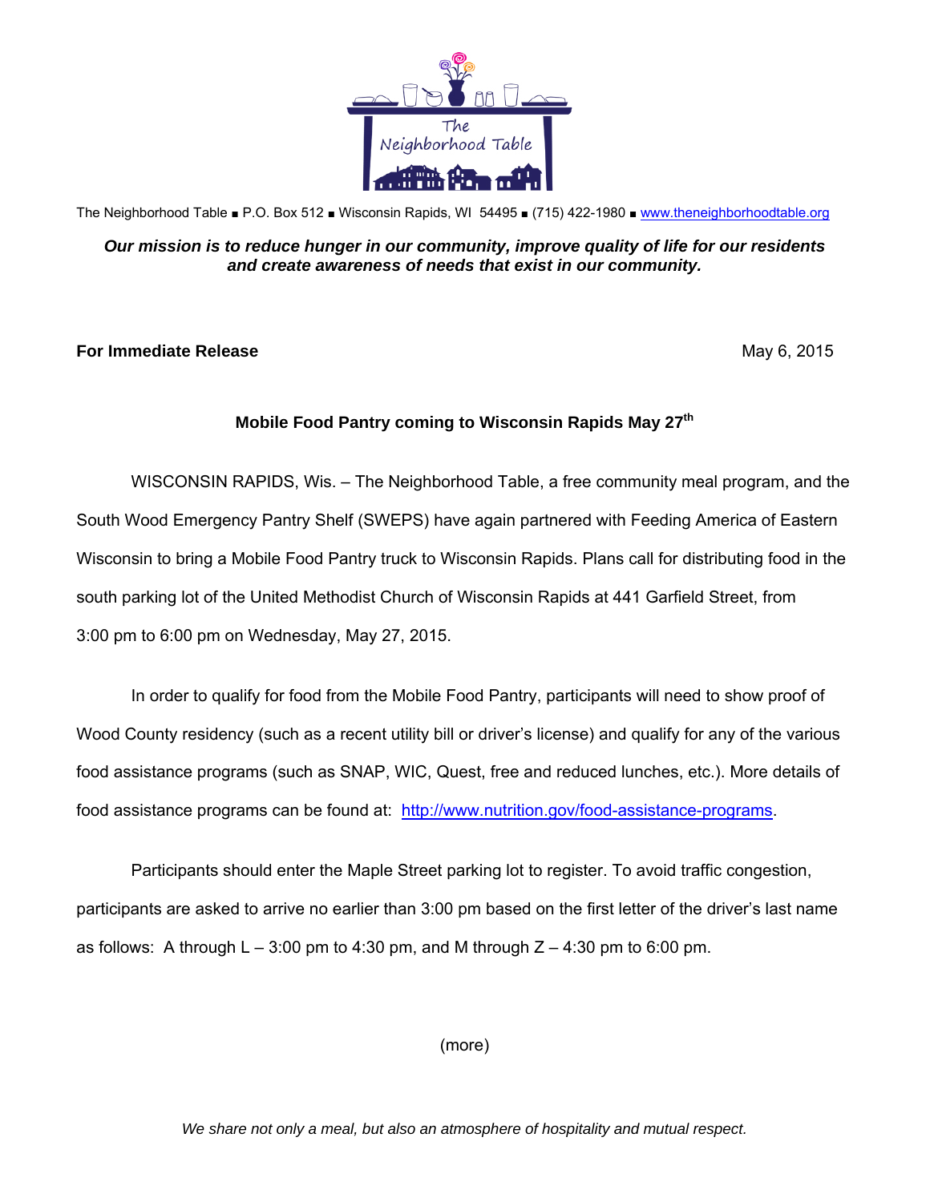The Neighborhood Table

The Neighborhood Table ■ P.O. Box 512 ■ Wisconsin Rapids, WI 54495 ■ (715) 422-1980 ■ www.theneighborhoodtable.org

***Our mission is to reduce hunger in our community, improve quality of life for our residents and create awareness of needs that exist in our community.***

**For Immediate Release** May 6, 2015

**Mobile Food Pantry coming to Wisconsin Rapids May 27th**

WISCONSIN RAPIDS, Wis. – The Neighborhood Table, a free community meal program, and the South Wood Emergency Pantry Shelf (SWEPS) have again partnered with Feeding America of Eastern Wisconsin to bring a Mobile Food Pantry truck to Wisconsin Rapids. Plans call for distributing food in the south parking lot of the United Methodist Church of Wisconsin Rapids at 441 Garfield Street, from 3:00 pm to 6:00 pm on Wednesday, May 27, 2015.

In order to qualify for food from the Mobile Food Pantry, participants will need to show proof of Wood County residency (such as a recent utility bill or driver's license) and qualify for any of the various food assistance programs (such as SNAP, WIC, Quest, free and reduced lunches, etc.). More details of food assistance programs can be found at: http://www.nutrition.gov/food-assistance-programs.

Participants should enter the Maple Street parking lot to register. To avoid traffic congestion, participants are asked to arrive no earlier than 3:00 pm based on the first letter of the driver's last name as follows: A through L – 3:00 pm to 4:30 pm, and M through Z – 4:30 pm to 6:00 pm.

(more)

*We share not only a meal, but also an atmosphere of hospitality and mutual respect.*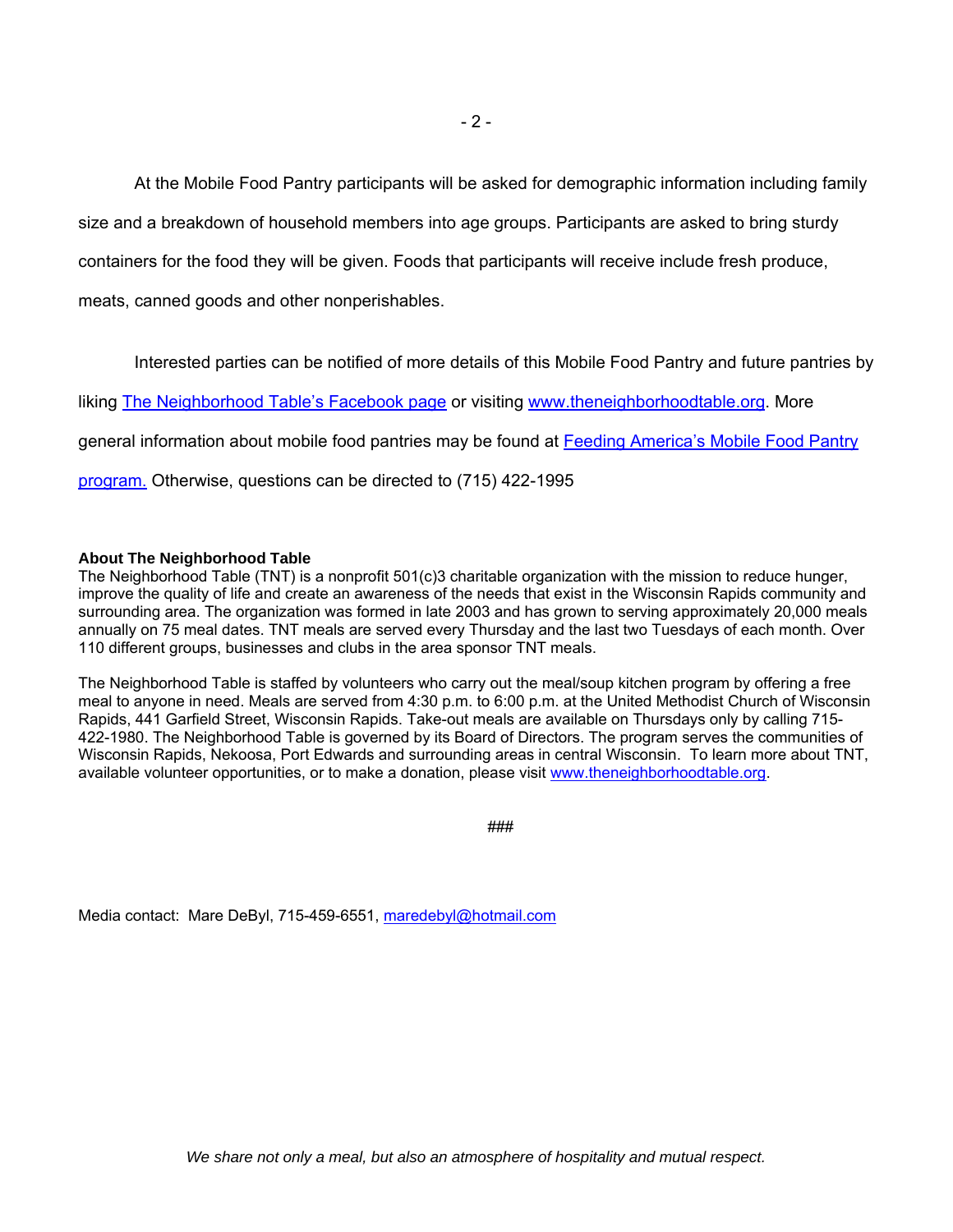At the Mobile Food Pantry participants will be asked for demographic information including family size and a breakdown of household members into age groups. Participants are asked to bring sturdy containers for the food they will be given. Foods that participants will receive include fresh produce, meats, canned goods and other nonperishables.

Interested parties can be notified of more details of this Mobile Food Pantry and future pantries by liking The Neighborhood Table's Facebook page or visiting www.theneighborhoodtable.org. More general information about mobile food pantries may be found at Feeding America's Mobile Food Pantry program. Otherwise, questions can be directed to (715) 422-1995

**About The Neighborhood Table**

The Neighborhood Table (TNT) is a nonprofit 501(c)3 charitable organization with the mission to reduce hunger, improve the quality of life and create an awareness of the needs that exist in the Wisconsin Rapids community and surrounding area. The organization was formed in late 2003 and has grown to serving approximately 20,000 meals annually on 75 meal dates. TNT meals are served every Thursday and the last two Tuesdays of each month. Over 110 different groups, businesses and clubs in the area sponsor TNT meals.

The Neighborhood Table is staffed by volunteers who carry out the meal/soup kitchen program by offering a free meal to anyone in need. Meals are served from 4:30 p.m. to 6:00 p.m. at the United Methodist Church of Wisconsin Rapids, 441 Garfield Street, Wisconsin Rapids. Take-out meals are available on Thursdays only by calling 715-422-1980. The Neighborhood Table is governed by its Board of Directors. The program serves the communities of Wisconsin Rapids, Nekoosa, Port Edwards and surrounding areas in central Wisconsin. To learn more about TNT, available volunteer opportunities, or to make a donation, please visit www.theneighborhoodtable.org.

###

Media contact: Mare DeByl, 715-459-6551, maredebyl@hotmail.com

*We share not only a meal, but also an atmosphere of hospitality and mutual respect.*